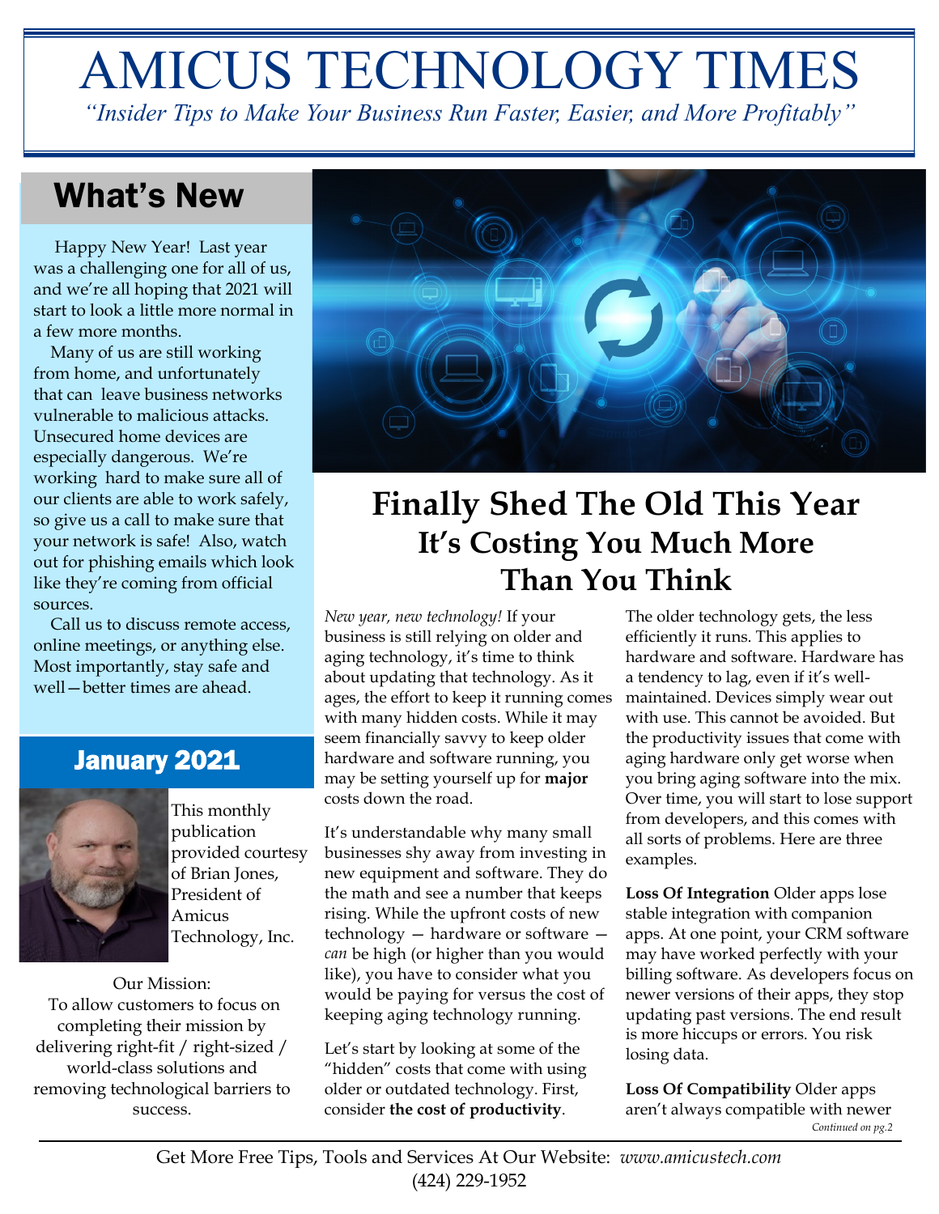# AMICUS TECHNOLOGY TIMES

*"Insider Tips to Make Your Business Run Faster, Easier, and More Profitably"*

## What's New

Happy New Year! Last year was a challenging one for all of us, and we're all hoping that 2021 will start to look a little more normal in a few more months.

Many of us are still working from home, and unfortunately that can leave business networks vulnerable to malicious attacks. Unsecured home devices are especially dangerous. We're working hard to make sure all of our clients are able to work safely, so give us a call to make sure that your network is safe! Also, watch out for phishing emails which look like they're coming from official sources.

Call us to discuss remote access, online meetings, or anything else. Most importantly, stay safe and well—better times are ahead.

## January 2021

This monthly publication provided courtesy of Brian Jones, President of Amicus Technology, Inc.

Our Mission:
To allow customers to focus on completing their mission by delivering right-fit / right-sized / world-class solutions and removing technological barriers to success.

# Finally Shed The Old This Year

## It's Costing You Much More Than You Think

*New year, new technology!* If your business is still relying on older and aging technology, it's time to think about updating that technology. As it ages, the effort to keep it running comes with many hidden costs. While it may seem financially savvy to keep older hardware and software running, you may be setting yourself up for **major** costs down the road.

It's understandable why many small businesses shy away from investing in new equipment and software. They do the math and see a number that keeps rising. While the upfront costs of new technology — hardware or software — *can* be high (or higher than you would like), you have to consider what you would be paying for versus the cost of keeping aging technology running.

Let's start by looking at some of the "hidden" costs that come with using older or outdated technology. First, consider **the cost of productivity**.

The older technology gets, the less efficiently it runs. This applies to hardware and software. Hardware has a tendency to lag, even if it's well-maintained. Devices simply wear out with use. This cannot be avoided. But the productivity issues that come with aging hardware only get worse when you bring aging software into the mix. Over time, you will start to lose support from developers, and this comes with all sorts of problems. Here are three examples.

**Loss Of Integration** Older apps lose stable integration with companion apps. At one point, your CRM software may have worked perfectly with your billing software. As developers focus on newer versions of their apps, they stop updating past versions. The end result is more hiccups or errors. You risk losing data.

**Loss Of Compatibility** Older apps aren't always compatible with newer

*Continued on pg.2*

Get More Free Tips, Tools and Services At Our Website: *www.amicustech.com*
(424) 229-1952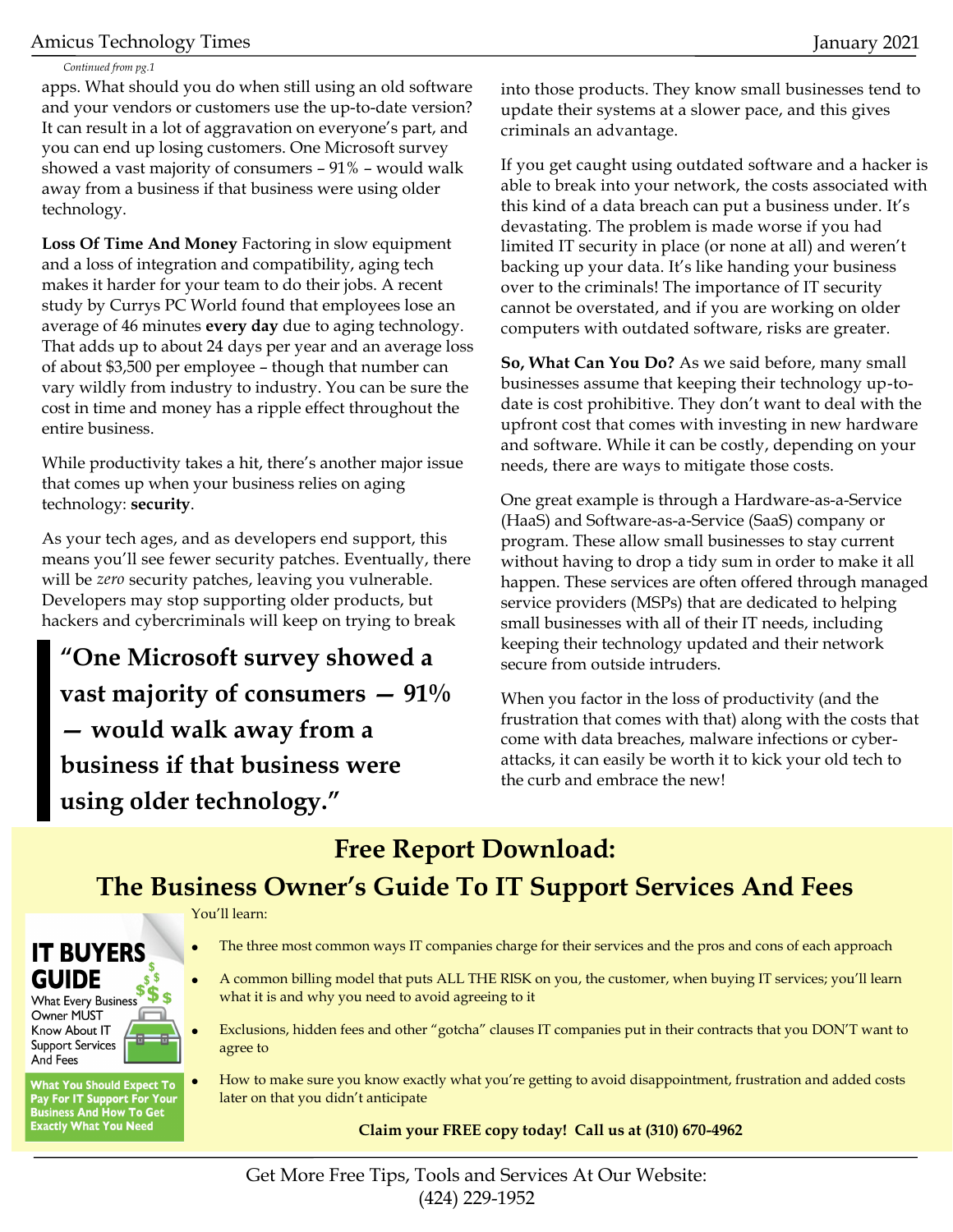*Continued from pg.1*

apps. What should you do when still using an old software and your vendors or customers use the up-to-date version? It can result in a lot of aggravation on everyone's part, and you can end up losing customers. One Microsoft survey showed a vast majority of consumers – 91% – would walk away from a business if that business were using older technology.

**Loss Of Time And Money** Factoring in slow equipment and a loss of integration and compatibility, aging tech makes it harder for your team to do their jobs. A recent study by Currys PC World found that employees lose an average of 46 minutes **every day** due to aging technology. That adds up to about 24 days per year and an average loss of about $3,500 per employee – though that number can vary wildly from industry to industry. You can be sure the cost in time and money has a ripple effect throughout the entire business.

While productivity takes a hit, there's another major issue that comes up when your business relies on aging technology: **security**.

As your tech ages, and as developers end support, this means you'll see fewer security patches. Eventually, there will be *zero* security patches, leaving you vulnerable. Developers may stop supporting older products, but hackers and cybercriminals will keep on trying to break into those products. They know small businesses tend to update their systems at a slower pace, and this gives criminals an advantage.

> **"One Microsoft survey showed a vast majority of consumers — 91% — would walk away from a business if that business were using older technology."**

If you get caught using outdated software and a hacker is able to break into your network, the costs associated with this kind of a data breach can put a business under. It's devastating. The problem is made worse if you had limited IT security in place (or none at all) and weren't backing up your data. It's like handing your business over to the criminals! The importance of IT security cannot be overstated, and if you are working on older computers with outdated software, risks are greater.

**So, What Can You Do?** As we said before, many small businesses assume that keeping their technology up-to-date is cost prohibitive. They don't want to deal with the upfront cost that comes with investing in new hardware and software. While it can be costly, depending on your needs, there are ways to mitigate those costs.

One great example is through a Hardware-as-a-Service (HaaS) and Software-as-a-Service (SaaS) company or program. These allow small businesses to stay current without having to drop a tidy sum in order to make it all happen. These services are often offered through managed service providers (MSPs) that are dedicated to helping small businesses with all of their IT needs, including keeping their technology updated and their network secure from outside intruders.

When you factor in the loss of productivity (and the frustration that comes with that) along with the costs that come with data breaches, malware infections or cyber-attacks, it can easily be worth it to kick your old tech to the curb and embrace the new!

## Free Report Download:
## The Business Owner's Guide To IT Support Services And Fees

**IT BUYERS GUIDE**
What Every Business Owner MUST Know About IT Support Services And Fees

**What You Should Expect To Pay For IT Support For Your Business And How To Get Exactly What You Need**

You'll learn:

- The three most common ways IT companies charge for their services and the pros and cons of each approach
- A common billing model that puts ALL THE RISK on you, the customer, when buying IT services; you'll learn what it is and why you need to avoid agreeing to it
- Exclusions, hidden fees and other "gotcha" clauses IT companies put in their contracts that you DON'T want to agree to
- How to make sure you know exactly what you're getting to avoid disappointment, frustration and added costs later on that you didn't anticipate

**Claim your FREE copy today! Call us at (310) 670-4962**

Get More Free Tips, Tools and Services At Our Website: (424) 229-1952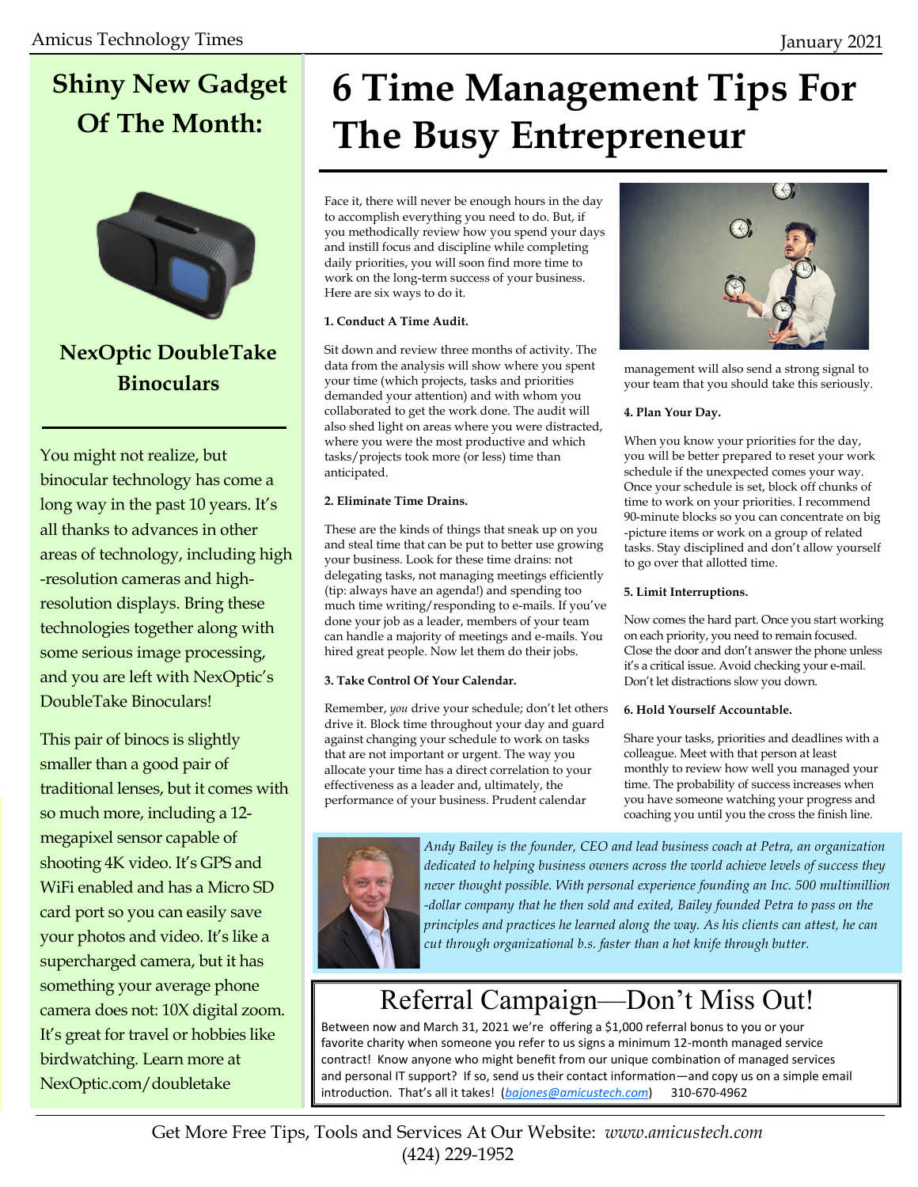## Shiny New Gadget Of The Month:

### NexOptic DoubleTake Binoculars

You might not realize, but binocular technology has come a long way in the past 10 years. It's all thanks to advances in other areas of technology, including high-resolution cameras and high-resolution displays. Bring these technologies together along with some serious image processing, and you are left with NexOptic's DoubleTake Binoculars!

This pair of binocs is slightly smaller than a good pair of traditional lenses, but it comes with so much more, including a 12-megapixel sensor capable of shooting 4K video. It's GPS and WiFi enabled and has a Micro SD card port so you can easily save your photos and video. It's like a supercharged camera, but it has something your average phone camera does not: 10X digital zoom. It's great for travel or hobbies like birdwatching. Learn more at NexOptic.com/doubletake

# 6 Time Management Tips For The Busy Entrepreneur

Face it, there will never be enough hours in the day to accomplish everything you need to do. But, if you methodically review how you spend your days and instill focus and discipline while completing daily priorities, you will soon find more time to work on the long-term success of your business. Here are six ways to do it.

**1. Conduct A Time Audit.**

Sit down and review three months of activity. The data from the analysis will show where you spent your time (which projects, tasks and priorities demanded your attention) and with whom you collaborated to get the work done. The audit will also shed light on areas where you were distracted, where you were the most productive and which tasks/projects took more (or less) time than anticipated.

**2. Eliminate Time Drains.**

These are the kinds of things that sneak up on you and steal time that can be put to better use growing your business. Look for these time drains: not delegating tasks, not managing meetings efficiently (tip: always have an agenda!) and spending too much time writing/responding to e-mails. If you've done your job as a leader, members of your team can handle a majority of meetings and e-mails. You hired great people. Now let them do their jobs.

**3. Take Control Of Your Calendar.**

Remember, *you* drive your schedule; don't let others drive it. Block time throughout your day and guard against changing your schedule to work on tasks that are not important or urgent. The way you allocate your time has a direct correlation to your effectiveness as a leader and, ultimately, the performance of your business. Prudent calendar management will also send a strong signal to your team that you should take this seriously.

**4. Plan Your Day.**

When you know your priorities for the day, you will be better prepared to reset your work schedule if the unexpected comes your way. Once your schedule is set, block off chunks of time to work on your priorities. I recommend 90-minute blocks so you can concentrate on big-picture items or work on a group of related tasks. Stay disciplined and don't allow yourself to go over that allotted time.

**5. Limit Interruptions.**

Now comes the hard part. Once you start working on each priority, you need to remain focused. Close the door and don't answer the phone unless it's a critical issue. Avoid checking your e-mail. Don't let distractions slow you down.

**6. Hold Yourself Accountable.**

Share your tasks, priorities and deadlines with a colleague. Meet with that person at least monthly to review how well you managed your time. The probability of success increases when you have someone watching your progress and coaching you until you the cross the finish line.

*Andy Bailey is the founder, CEO and lead business coach at Petra, an organization dedicated to helping business owners across the world achieve levels of success they never thought possible. With personal experience founding an Inc. 500 multimillion-dollar company that he then sold and exited, Bailey founded Petra to pass on the principles and practices he learned along the way. As his clients can attest, he can cut through organizational b.s. faster than a hot knife through butter.*

## Referral Campaign—Don't Miss Out!

Between now and March 31, 2021 we're offering a $1,000 referral bonus to you or your favorite charity when someone you refer to us signs a minimum 12-month managed service contract! Know anyone who might benefit from our unique combination of managed services and personal IT support? If so, send us their contact information—and copy us on a simple email introduction. That's all it takes! (bajones@amicustech.com) 310-670-4962

Get More Free Tips, Tools and Services At Our Website: *www.amicustech.com*
(424) 229-1952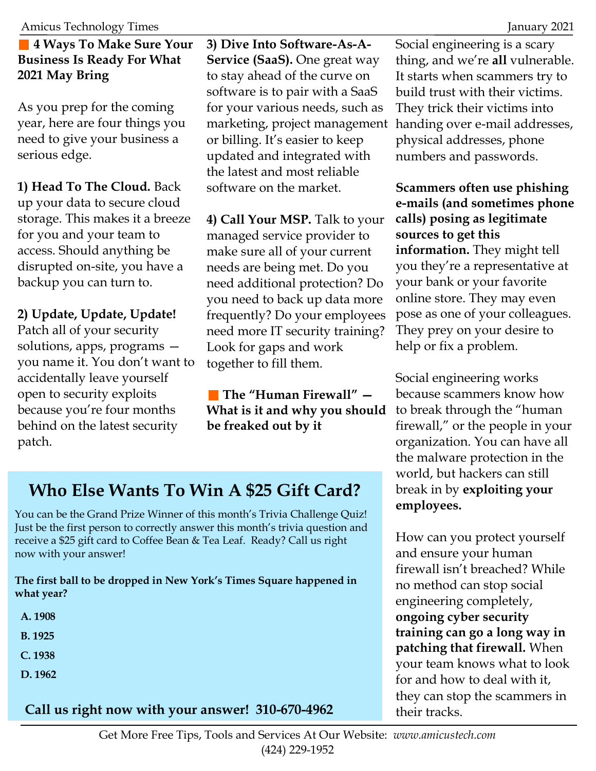## 4 Ways To Make Sure Your Business Is Ready For What 2021 May Bring

As you prep for the coming year, here are four things you need to give your business a serious edge.

**1) Head To The Cloud.** Back up your data to secure cloud storage. This makes it a breeze for you and your team to access. Should anything be disrupted on-site, you have a backup you can turn to.

**2) Update, Update, Update!** Patch all of your security solutions, apps, programs — you name it. You don't want to accidentally leave yourself open to security exploits because you're four months behind on the latest security patch.

**3) Dive Into Software-As-A-Service (SaaS).** One great way to stay ahead of the curve on software is to pair with a SaaS for your various needs, such as marketing, project management or billing. It's easier to keep updated and integrated with the latest and most reliable software on the market.

**4) Call Your MSP.** Talk to your managed service provider to make sure all of your current needs are being met. Do you need additional protection? Do you need to back up data more frequently? Do your employees need more IT security training? Look for gaps and work together to fill them.

## The "Human Firewall" — What is it and why you should be freaked out by it

Social engineering is a scary thing, and we're **all** vulnerable. It starts when scammers try to build trust with their victims. They trick their victims into handing over e-mail addresses, physical addresses, phone numbers and passwords.

**Scammers often use phishing e-mails (and sometimes phone calls) posing as legitimate sources to get this information.** They might tell you they're a representative at your bank or your favorite online store. They may even pose as one of your colleagues. They prey on your desire to help or fix a problem.

Social engineering works because scammers know how to break through the "human firewall," or the people in your organization. You can have all the malware protection in the world, but hackers can still break in by **exploiting your employees.**

How can you protect yourself and ensure your human firewall isn't breached? While no method can stop social engineering completely, **ongoing cyber security training can go a long way in patching that firewall.** When your team knows what to look for and how to deal with it, they can stop the scammers in their tracks.

## Who Else Wants To Win A $25 Gift Card?

You can be the Grand Prize Winner of this month's Trivia Challenge Quiz! Just be the first person to correctly answer this month's trivia question and receive a $25 gift card to Coffee Bean & Tea Leaf. Ready? Call us right now with your answer!

**The first ball to be dropped in New York's Times Square happened in what year?**

**A. 1908**

**B. 1925**

**C. 1938**

**D. 1962**

**Call us right now with your answer! 310-670-4962**

Get More Free Tips, Tools and Services At Our Website: *www.amicustech.com*
(424) 229-1952